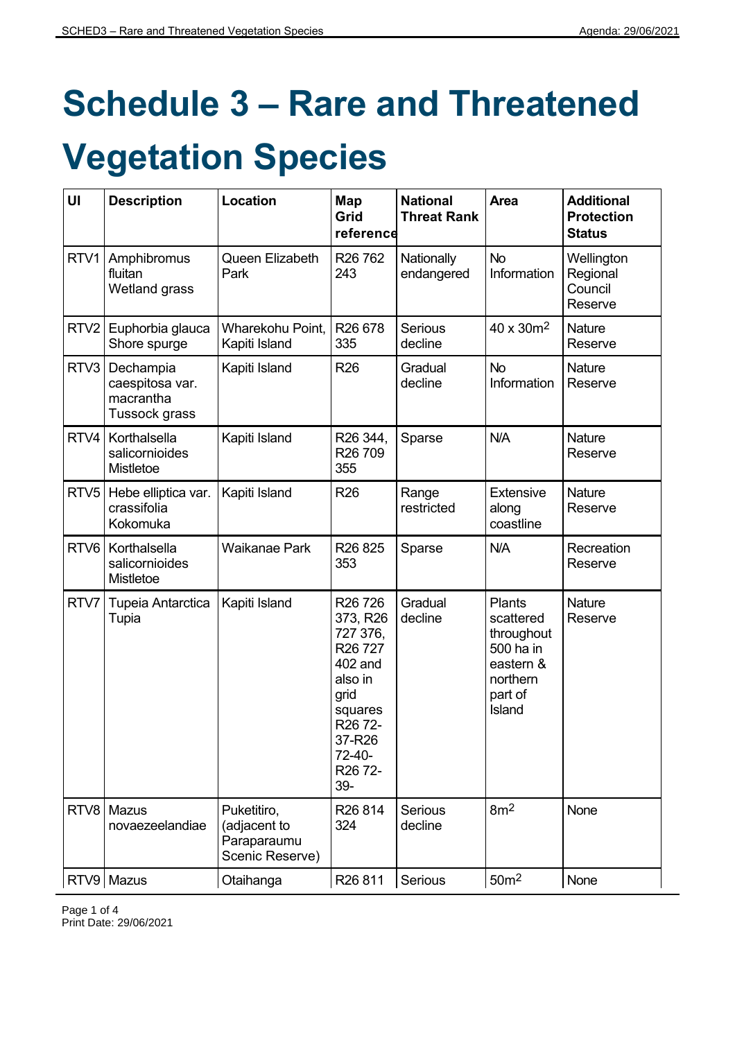# Schedule 3 – Rare and Threatened Vegetation Species

| UI | Description | Location | Map Grid reference | National Threat Rank | Area | Additional Protection Status |
|---|---|---|---|---|---|---|
| RTV1 | Amphibromus fluitan Wetland grass | Queen Elizabeth Park | R26 762 243 | Nationally endangered | No Information | Wellington Regional Council Reserve |
| RTV2 | Euphorbia glauca Shore spurge | Wharekohu Point, Kapiti Island | R26 678 335 | Serious decline | 40 x 30m$^2$ | Nature Reserve |
| RTV3 | Dechampia caespitosa var. macrantha Tussock grass | Kapiti Island | R26 | Gradual decline | No Information | Nature Reserve |
| RTV4 | Korthalsella salicornioides Mistletoe | Kapiti Island | R26 344, R26 709 355 | Sparse | N/A | Nature Reserve |
| RTV5 | Hebe elliptica var. crassifolia Kokomuka | Kapiti Island | R26 | Range restricted | Extensive along coastline | Nature Reserve |
| RTV6 | Korthalsella salicornioides Mistletoe | Waikanae Park | R26 825 353 | Sparse | N/A | Recreation Reserve |
| RTV7 | Tupeia Antarctica Tupia | Kapiti Island | R26 726 373, R26 727 376, R26 727 402 and also in grid squares R26 72-37-R26 72-40-R26 72-39- | Gradual decline | Plants scattered throughout 500 ha in eastern & northern part of Island | Nature Reserve |
| RTV8 | Mazus novaezeelandiae | Puketitiro, (adjacent to Paraparaumu Scenic Reserve) | R26 814 324 | Serious decline | 8m$^2$ | None |
| RTV9 | Mazus | Otaihanga | R26 811 | Serious | 50m$^2$ | None |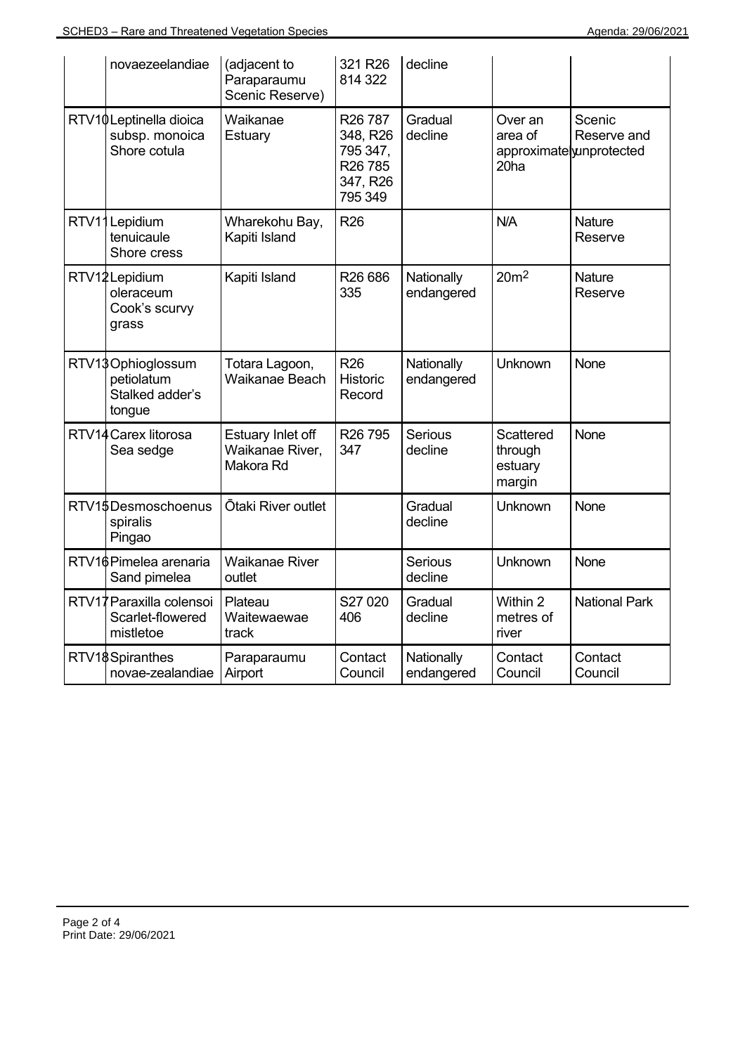| | novaezeelandiae | (adjacent to Paraparaumu Scenic Reserve) | 321 R26 814 322 | decline | | |
|---|---|---|---|---|---|---|
| RTV10 | Leptinella dioica subsp. monoica Shore cotula | Waikanae Estuary | R26 787 348, R26 795 347, R26 785 347, R26 795 349 | Gradual decline | Over an area of approximately 20ha | Scenic Reserve and unprotected |
| RTV11 | Lepidium tenuicaule Shore cress | Wharekohu Bay, Kapiti Island | R26 | | N/A | Nature Reserve |
| RTV12 | Lepidium oleraceum Cook's scurvy grass | Kapiti Island | R26 686 335 | Nationally endangered | 20m$^2$ | Nature Reserve |
| RTV13 | Ophioglossum petiolatum Stalked adder's tongue | Totara Lagoon, Waikanae Beach | R26 Historic Record | Nationally endangered | Unknown | None |
| RTV14 | Carex litorosa Sea sedge | Estuary Inlet off Waikanae River, Makora Rd | R26 795 347 | Serious decline | Scattered through estuary margin | None |
| RTV15 | Desmoschoenus spiralis Pingao | Ōtaki River outlet | | Gradual decline | Unknown | None |
| RTV16 | Pimelea arenaria Sand pimelea | Waikanae River outlet | | Serious decline | Unknown | None |
| RTV17 | Paraxilla colensoi Scarlet-flowered mistletoe | Plateau Waitewaewae track | S27 020 406 | Gradual decline | Within 2 metres of river | National Park |
| RTV18 | Spiranthes novae-zealandiae | Paraparaumu Airport | Contact Council | Nationally endangered | Contact Council | Contact Council |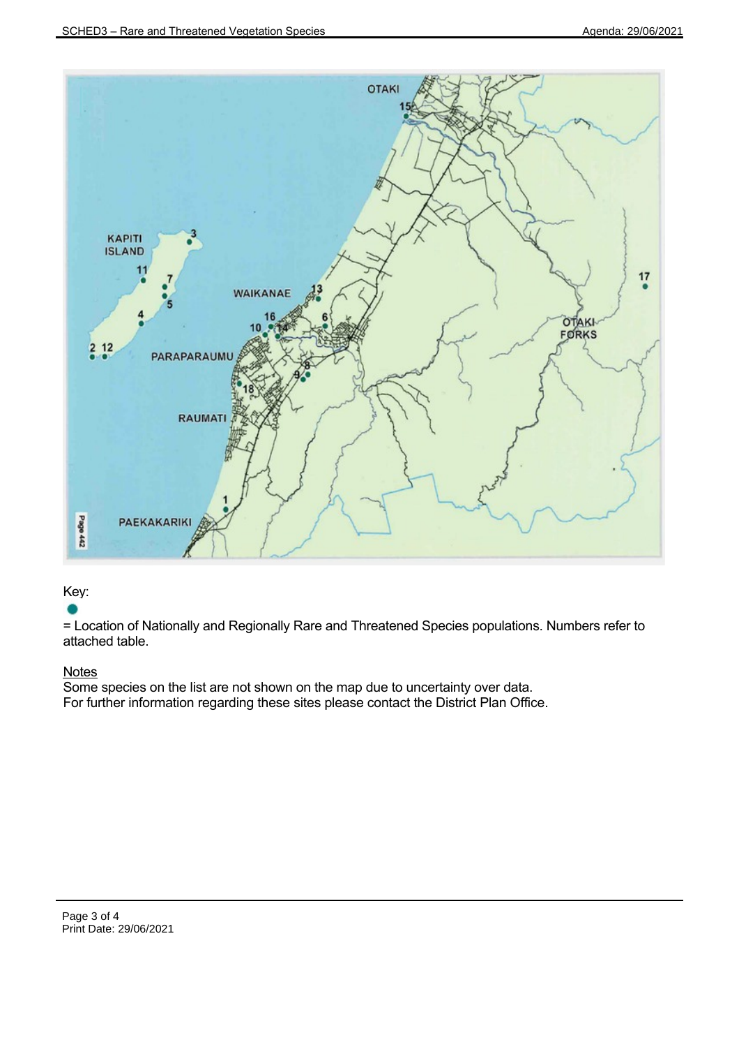Key:

● = Location of Nationally and Regionally Rare and Threatened Species populations. Numbers refer to attached table.

Notes

Some species on the list are not shown on the map due to uncertainty over data.
For further information regarding these sites please contact the District Plan Office.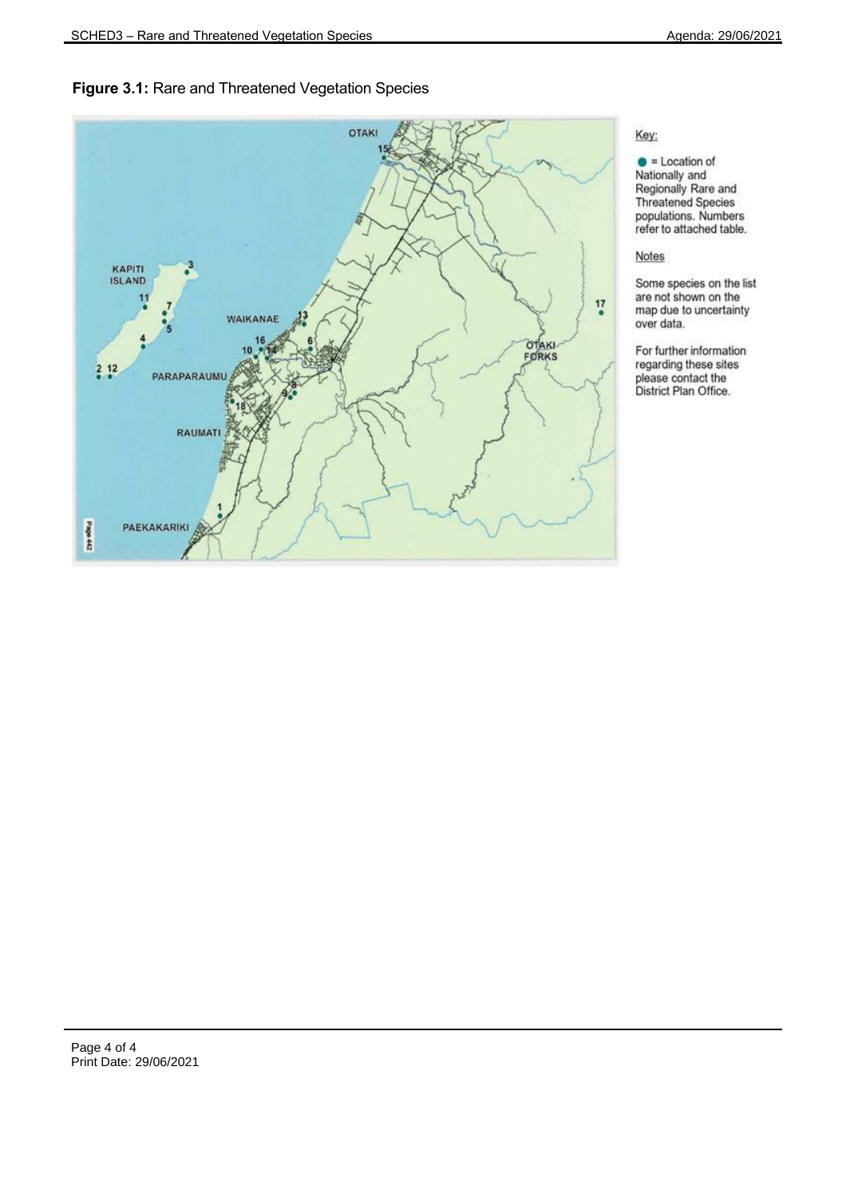**Figure 3.1:** Rare and Threatened Vegetation Species

OTAKI
15
KAPITI ISLAND
3
11
7
5
4
2 12
WAIKANAE
13
16
10
14
6
PARAPARAUMU
8
9
18
RAUMATI
1
PAEKAKARIKI
17
OTAKI FORKS
Page 442

Key:

● = Location of Nationally and Regionally Rare and Threatened Species populations. Numbers refer to attached table.

Notes

Some species on the list are not shown on the map due to uncertainty over data.

For further information regarding these sites please contact the District Plan Office.